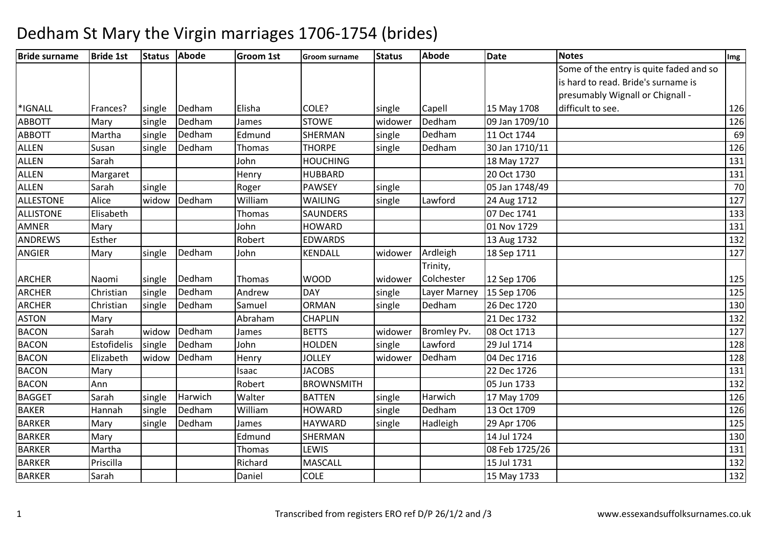# Dedham St Mary the Virgin marriages 1706-1754 (brides)

| Bride surname | Bride 1st | Status | Abode | Groom 1st | Groom surname | Status | Abode | Date | Notes | Img |
|---|---|---|---|---|---|---|---|---|---|---|
| *IGNALL | Frances? | single | Dedham | Elisha | COLE? | single | Capell | 15 May 1708 | Some of the entry is quite faded and so is hard to read. Bride's surname is presumably Wignall or Chignall - difficult to see. | 126 |
| ABBOTT | Mary | single | Dedham | James | STOWE | widower | Dedham | 09 Jan 1709/10 | | 126 |
| ABBOTT | Martha | single | Dedham | Edmund | SHERMAN | single | Dedham | 11 Oct 1744 | | 69 |
| ALLEN | Susan | single | Dedham | Thomas | THORPE | single | Dedham | 30 Jan 1710/11 | | 126 |
| ALLEN | Sarah | | | John | HOUCHING | | | 18 May 1727 | | 131 |
| ALLEN | Margaret | | | Henry | HUBBARD | | | 20 Oct 1730 | | 131 |
| ALLEN | Sarah | single | | Roger | PAWSEY | single | | 05 Jan 1748/49 | | 70 |
| ALLESTONE | Alice | widow | Dedham | William | WAILING | single | Lawford | 24 Aug 1712 | | 127 |
| ALLISTONE | Elisabeth | | | Thomas | SAUNDERS | | | 07 Dec 1741 | | 133 |
| AMNER | Mary | | | John | HOWARD | | | 01 Nov 1729 | | 131 |
| ANDREWS | Esther | | | Robert | EDWARDS | | | 13 Aug 1732 | | 132 |
| ANGIER | Mary | single | Dedham | John | KENDALL | widower | Ardleigh | 18 Sep 1711 | | 127 |
| ARCHER | Naomi | single | Dedham | Thomas | WOOD | widower | Trinity, Colchester | 12 Sep 1706 | | 125 |
| ARCHER | Christian | single | Dedham | Andrew | DAY | single | Layer Marney | 15 Sep 1706 | | 125 |
| ARCHER | Christian | single | Dedham | Samuel | ORMAN | single | Dedham | 26 Dec 1720 | | 130 |
| ASTON | Mary | | | Abraham | CHAPLIN | | | 21 Dec 1732 | | 132 |
| BACON | Sarah | widow | Dedham | James | BETTS | widower | Bromley Pv. | 08 Oct 1713 | | 127 |
| BACON | Estofidelis | single | Dedham | John | HOLDEN | single | Lawford | 29 Jul 1714 | | 128 |
| BACON | Elizabeth | widow | Dedham | Henry | JOLLEY | widower | Dedham | 04 Dec 1716 | | 128 |
| BACON | Mary | | | Isaac | JACOBS | | | 22 Dec 1726 | | 131 |
| BACON | Ann | | | Robert | BROWNSMITH | | | 05 Jun 1733 | | 132 |
| BAGGET | Sarah | single | Harwich | Walter | BATTEN | single | Harwich | 17 May 1709 | | 126 |
| BAKER | Hannah | single | Dedham | William | HOWARD | single | Dedham | 13 Oct 1709 | | 126 |
| BARKER | Mary | single | Dedham | James | HAYWARD | single | Hadleigh | 29 Apr 1706 | | 125 |
| BARKER | Mary | | | Edmund | SHERMAN | | | 14 Jul 1724 | | 130 |
| BARKER | Martha | | | Thomas | LEWIS | | | 08 Feb 1725/26 | | 131 |
| BARKER | Priscilla | | | Richard | MASCALL | | | 15 Jul 1731 | | 132 |
| BARKER | Sarah | | | Daniel | COLE | | | 15 May 1733 | | 132 |

Transcribed from registers ERO ref D/P 26/1/2 and /3

www.essexandsuffolksurnames.co.uk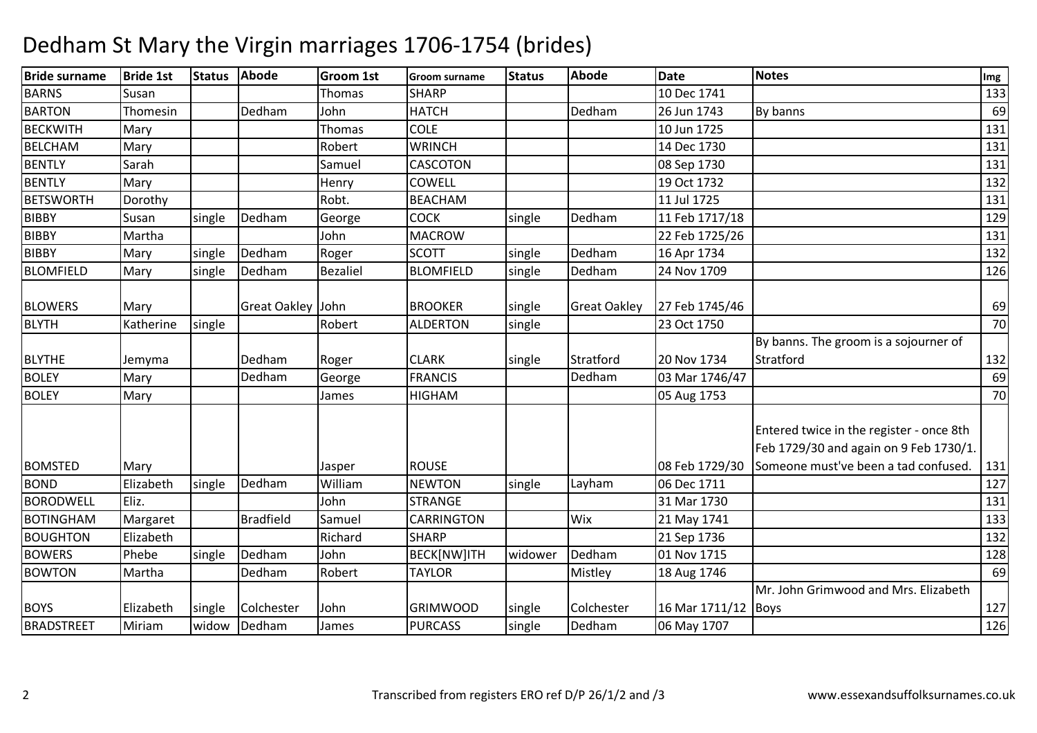# Dedham St Mary the Virgin marriages 1706-1754 (brides)

| Bride surname | Bride 1st | Status | Abode | Groom 1st | Groom surname | Status | Abode | Date | Notes | Img |
|---|---|---|---|---|---|---|---|---|---|---|
| BARNS | Susan | | | Thomas | SHARP | | | 10 Dec 1741 | | 133 |
| BARTON | Thomesin | | Dedham | John | HATCH | | Dedham | 26 Jun 1743 | By banns | 69 |
| BECKWITH | Mary | | | Thomas | COLE | | | 10 Jun 1725 | | 131 |
| BELCHAM | Mary | | | Robert | WRINCH | | | 14 Dec 1730 | | 131 |
| BENTLY | Sarah | | | Samuel | CASCOTON | | | 08 Sep 1730 | | 131 |
| BENTLY | Mary | | | Henry | COWELL | | | 19 Oct 1732 | | 132 |
| BETSWORTH | Dorothy | | | Robt. | BEACHAM | | | 11 Jul 1725 | | 131 |
| BIBBY | Susan | single | Dedham | George | COCK | single | Dedham | 11 Feb 1717/18 | | 129 |
| BIBBY | Martha | | | John | MACROW | | | 22 Feb 1725/26 | | 131 |
| BIBBY | Mary | single | Dedham | Roger | SCOTT | single | Dedham | 16 Apr 1734 | | 132 |
| BLOMFIELD | Mary | single | Dedham | Bezaliel | BLOMFIELD | single | Dedham | 24 Nov 1709 | | 126 |
| BLOWERS | Mary | | Great Oakley | John | BROOKER | single | Great Oakley | 27 Feb 1745/46 | | 69 |
| BLYTH | Katherine | single | | Robert | ALDERTON | single | | 23 Oct 1750 | | 70 |
| BLYTHE | Jemyma | | Dedham | Roger | CLARK | single | Stratford | 20 Nov 1734 | By banns. The groom is a sojourner of Stratford | 132 |
| BOLEY | Mary | | Dedham | George | FRANCIS | | Dedham | 03 Mar 1746/47 | | 69 |
| BOLEY | Mary | | | James | HIGHAM | | | 05 Aug 1753 | | 70 |
| BOMSTED | Mary | | | Jasper | ROUSE | | | 08 Feb 1729/30 | Entered twice in the register - once 8th Feb 1729/30 and again on 9 Feb 1730/1. Someone must've been a tad confused. | 131 |
| BOND | Elizabeth | single | Dedham | William | NEWTON | single | Layham | 06 Dec 1711 | | 127 |
| BORODWELL | Eliz. | | | John | STRANGE | | | 31 Mar 1730 | | 131 |
| BOTINGHAM | Margaret | | Bradfield | Samuel | CARRINGTON | | Wix | 21 May 1741 | | 133 |
| BOUGHTON | Elizabeth | | | Richard | SHARP | | | 21 Sep 1736 | | 132 |
| BOWERS | Phebe | single | Dedham | John | BECK[NW]ITH | widower | Dedham | 01 Nov 1715 | | 128 |
| BOWTON | Martha | | Dedham | Robert | TAYLOR | | Mistley | 18 Aug 1746 | | 69 |
| BOYS | Elizabeth | single | Colchester | John | GRIMWOOD | single | Colchester | 16 Mar 1711/12 | Mr. John Grimwood and Mrs. Elizabeth Boys | 127 |
| BRADSTREET | Miriam | widow | Dedham | James | PURCASS | single | Dedham | 06 May 1707 | | 126 |

Transcribed from registers ERO ref D/P 26/1/2 and /3

www.essexandsuffolksurnames.co.uk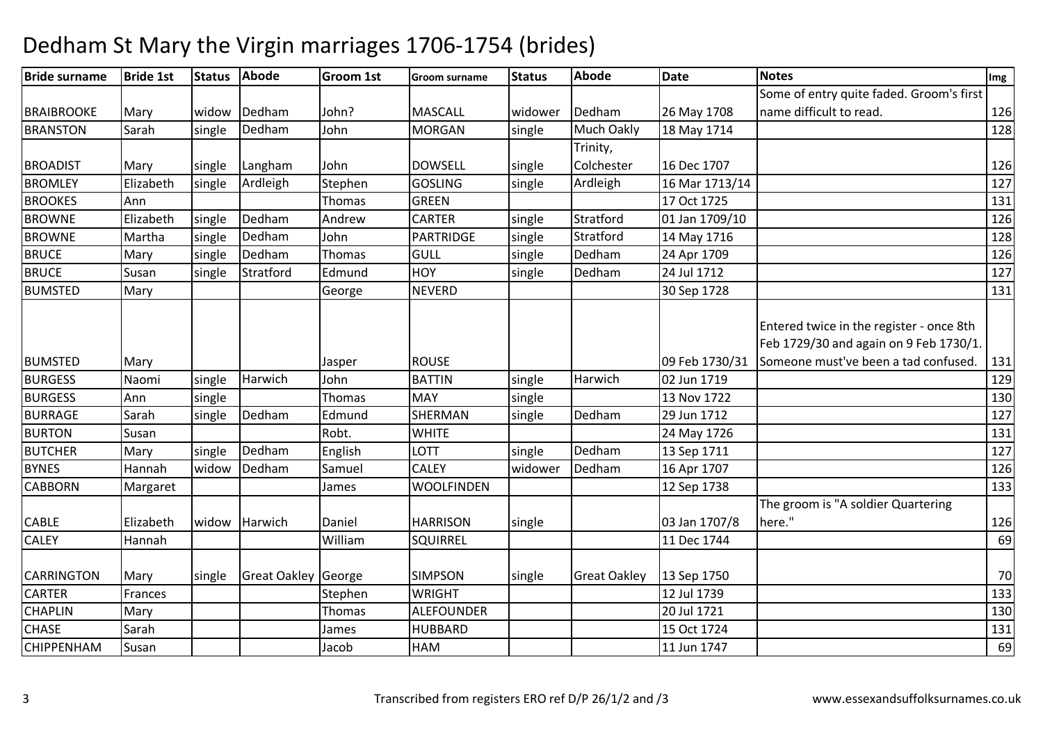# Dedham St Mary the Virgin marriages 1706-1754 (brides)

| Bride surname | Bride 1st | Status | Abode | Groom 1st | Groom surname | Status | Abode | Date | Notes | Img |
|---|---|---|---|---|---|---|---|---|---|---|
| BRAIBROOKE | Mary | widow | Dedham | John? | MASCALL | widower | Dedham | 26 May 1708 | Some of entry quite faded. Groom's first name difficult to read. | 126 |
| BRANSTON | Sarah | single | Dedham | John | MORGAN | single | Much Oakly | 18 May 1714 | | 128 |
| BROADIST | Mary | single | Langham | John | DOWSELL | single | Trinity, Colchester | 16 Dec 1707 | | 126 |
| BROMLEY | Elizabeth | single | Ardleigh | Stephen | GOSLING | single | Ardleigh | 16 Mar 1713/14 | | 127 |
| BROOKES | Ann | | | Thomas | GREEN | | | 17 Oct 1725 | | 131 |
| BROWNE | Elizabeth | single | Dedham | Andrew | CARTER | single | Stratford | 01 Jan 1709/10 | | 126 |
| BROWNE | Martha | single | Dedham | John | PARTRIDGE | single | Stratford | 14 May 1716 | | 128 |
| BRUCE | Mary | single | Dedham | Thomas | GULL | single | Dedham | 24 Apr 1709 | | 126 |
| BRUCE | Susan | single | Stratford | Edmund | HOY | single | Dedham | 24 Jul 1712 | | 127 |
| BUMSTED | Mary | | | George | NEVERD | | | 30 Sep 1728 | | 131 |
| BUMSTED | Mary | | | Jasper | ROUSE | | | 09 Feb 1730/31 | Entered twice in the register - once 8th Feb 1729/30 and again on 9 Feb 1730/1. Someone must've been a tad confused. | 131 |
| BURGESS | Naomi | single | Harwich | John | BATTIN | single | Harwich | 02 Jun 1719 | | 129 |
| BURGESS | Ann | single | | Thomas | MAY | single | | 13 Nov 1722 | | 130 |
| BURRAGE | Sarah | single | Dedham | Edmund | SHERMAN | single | Dedham | 29 Jun 1712 | | 127 |
| BURTON | Susan | | | Robt. | WHITE | | | 24 May 1726 | | 131 |
| BUTCHER | Mary | single | Dedham | English | LOTT | single | Dedham | 13 Sep 1711 | | 127 |
| BYNES | Hannah | widow | Dedham | Samuel | CALEY | widower | Dedham | 16 Apr 1707 | | 126 |
| CABBORN | Margaret | | | James | WOOLFINDEN | | | 12 Sep 1738 | | 133 |
| CABLE | Elizabeth | widow | Harwich | Daniel | HARRISON | single | | 03 Jan 1707/8 | The groom is "A soldier Quartering here." | 126 |
| CALEY | Hannah | | | William | SQUIRREL | | | 11 Dec 1744 | | 69 |
| CARRINGTON | Mary | single | Great Oakley | George | SIMPSON | single | Great Oakley | 13 Sep 1750 | | 70 |
| CARTER | Frances | | | Stephen | WRIGHT | | | 12 Jul 1739 | | 133 |
| CHAPLIN | Mary | | | Thomas | ALEFOUNDER | | | 20 Jul 1721 | | 130 |
| CHASE | Sarah | | | James | HUBBARD | | | 15 Oct 1724 | | 131 |
| CHIPPENHAM | Susan | | | Jacob | HAM | | | 11 Jun 1747 | | 69 |

Transcribed from registers ERO ref D/P 26/1/2 and /3

www.essexandsuffolksurnames.co.uk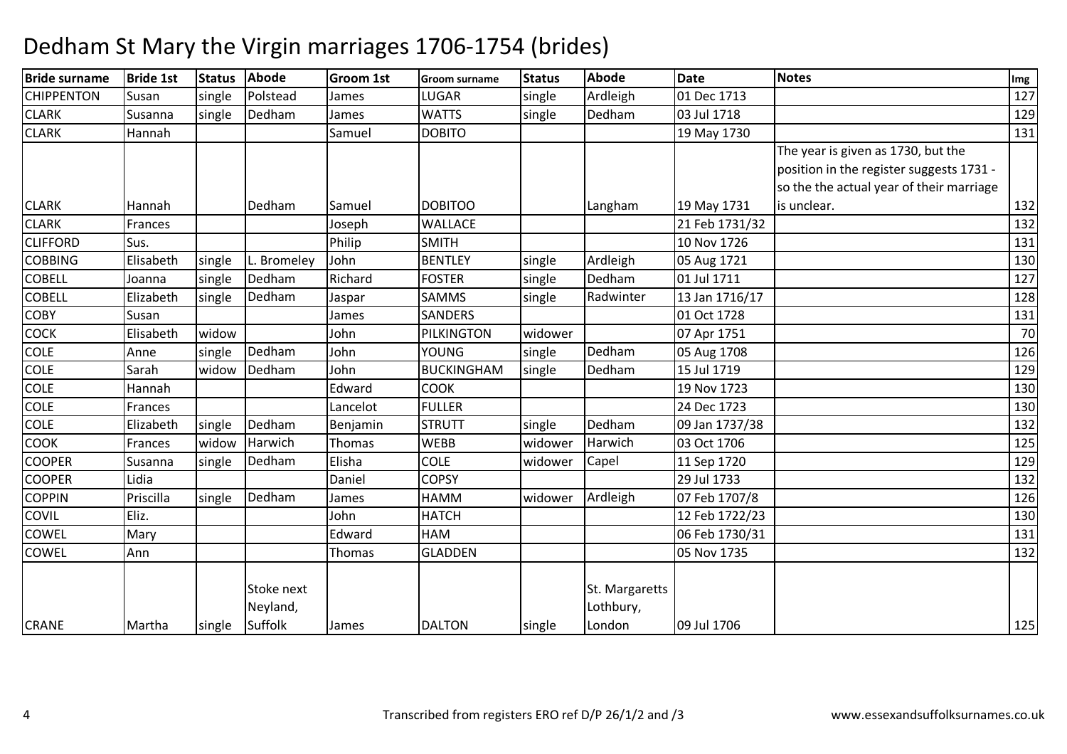# Dedham St Mary the Virgin marriages 1706-1754 (brides)

| Bride surname | Bride 1st | Status | Abode | Groom 1st | Groom surname | Status | Abode | Date | Notes | Img |
|---|---|---|---|---|---|---|---|---|---|---|
| CHIPPENTON | Susan | single | Polstead | James | LUGAR | single | Ardleigh | 01 Dec 1713 | | 127 |
| CLARK | Susanna | single | Dedham | James | WATTS | single | Dedham | 03 Jul 1718 | | 129 |
| CLARK | Hannah | | | Samuel | DOBITO | | | 19 May 1730 | | 131 |
| CLARK | Hannah | | Dedham | Samuel | DOBITOO | | Langham | 19 May 1731 | The year is given as 1730, but the position in the register suggests 1731 - so the the actual year of their marriage is unclear. | 132 |
| CLARK | Frances | | | Joseph | WALLACE | | | 21 Feb 1731/32 | | 132 |
| CLIFFORD | Sus. | | | Philip | SMITH | | | 10 Nov 1726 | | 131 |
| COBBING | Elisabeth | single | L. Bromeley | John | BENTLEY | single | Ardleigh | 05 Aug 1721 | | 130 |
| COBELL | Joanna | single | Dedham | Richard | FOSTER | single | Dedham | 01 Jul 1711 | | 127 |
| COBELL | Elizabeth | single | Dedham | Jaspar | SAMMS | single | Radwinter | 13 Jan 1716/17 | | 128 |
| COBY | Susan | | | James | SANDERS | | | 01 Oct 1728 | | 131 |
| COCK | Elisabeth | widow | | John | PILKINGTON | widower | | 07 Apr 1751 | | 70 |
| COLE | Anne | single | Dedham | John | YOUNG | single | Dedham | 05 Aug 1708 | | 126 |
| COLE | Sarah | widow | Dedham | John | BUCKINGHAM | single | Dedham | 15 Jul 1719 | | 129 |
| COLE | Hannah | | | Edward | COOK | | | 19 Nov 1723 | | 130 |
| COLE | Frances | | | Lancelot | FULLER | | | 24 Dec 1723 | | 130 |
| COLE | Elizabeth | single | Dedham | Benjamin | STRUTT | single | Dedham | 09 Jan 1737/38 | | 132 |
| COOK | Frances | widow | Harwich | Thomas | WEBB | widower | Harwich | 03 Oct 1706 | | 125 |
| COOPER | Susanna | single | Dedham | Elisha | COLE | widower | Capel | 11 Sep 1720 | | 129 |
| COOPER | Lidia | | | Daniel | COPSY | | | 29 Jul 1733 | | 132 |
| COPPIN | Priscilla | single | Dedham | James | HAMM | widower | Ardleigh | 07 Feb 1707/8 | | 126 |
| COVIL | Eliz. | | | John | HATCH | | | 12 Feb 1722/23 | | 130 |
| COWEL | Mary | | | Edward | HAM | | | 06 Feb 1730/31 | | 131 |
| COWEL | Ann | | | Thomas | GLADDEN | | | 05 Nov 1735 | | 132 |
| CRANE | Martha | single | Stoke next Neyland, Suffolk | James | DALTON | single | St. Margaretts Lothbury, London | 09 Jul 1706 | | 125 |

Transcribed from registers ERO ref D/P 26/1/2 and /3

www.essexandsuffolksurnames.co.uk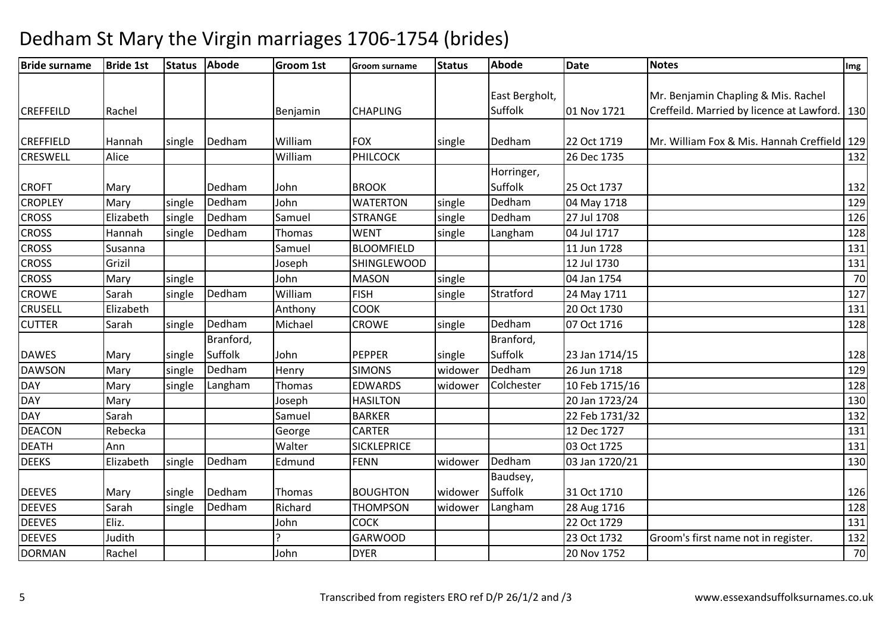# Dedham St Mary the Virgin marriages 1706-1754 (brides)

| Bride surname | Bride 1st | Status | Abode | Groom 1st | Groom surname | Status | Abode | Date | Notes | Img |
|---|---|---|---|---|---|---|---|---|---|---|
| CREFFEILD | Rachel | | | Benjamin | CHAPLING | | East Bergholt, Suffolk | 01 Nov 1721 | Mr. Benjamin Chapling & Mis. Rachel Creffeild. Married by licence at Lawford. | 130 |
| CREFFIELD | Hannah | single | Dedham | William | FOX | single | Dedham | 22 Oct 1719 | Mr. William Fox & Mis. Hannah Creffield | 129 |
| CRESWELL | Alice | | | William | PHILCOCK | | | 26 Dec 1735 | | 132 |
| CROFT | Mary | | Dedham | John | BROOK | | Horringer, Suffolk | 25 Oct 1737 | | 132 |
| CROPLEY | Mary | single | Dedham | John | WATERTON | single | Dedham | 04 May 1718 | | 129 |
| CROSS | Elizabeth | single | Dedham | Samuel | STRANGE | single | Dedham | 27 Jul 1708 | | 126 |
| CROSS | Hannah | single | Dedham | Thomas | WENT | single | Langham | 04 Jul 1717 | | 128 |
| CROSS | Susanna | | | Samuel | BLOOMFIELD | | | 11 Jun 1728 | | 131 |
| CROSS | Grizil | | | Joseph | SHINGLEWOOD | | | 12 Jul 1730 | | 131 |
| CROSS | Mary | single | | John | MASON | single | | 04 Jan 1754 | | 70 |
| CROWE | Sarah | single | Dedham | William | FISH | single | Stratford | 24 May 1711 | | 127 |
| CRUSELL | Elizabeth | | | Anthony | COOK | | | 20 Oct 1730 | | 131 |
| CUTTER | Sarah | single | Dedham | Michael | CROWE | single | Dedham | 07 Oct 1716 | | 128 |
| DAWES | Mary | single | Branford, Suffolk | John | PEPPER | single | Branford, Suffolk | 23 Jan 1714/15 | | 128 |
| DAWSON | Mary | single | Dedham | Henry | SIMONS | widower | Dedham | 26 Jun 1718 | | 129 |
| DAY | Mary | single | Langham | Thomas | EDWARDS | widower | Colchester | 10 Feb 1715/16 | | 128 |
| DAY | Mary | | | Joseph | HASILTON | | | 20 Jan 1723/24 | | 130 |
| DAY | Sarah | | | Samuel | BARKER | | | 22 Feb 1731/32 | | 132 |
| DEACON | Rebecka | | | George | CARTER | | | 12 Dec 1727 | | 131 |
| DEATH | Ann | | | Walter | SICKLEPRICE | | | 03 Oct 1725 | | 131 |
| DEEKS | Elizabeth | single | Dedham | Edmund | FENN | widower | Dedham | 03 Jan 1720/21 | | 130 |
| DEEVES | Mary | single | Dedham | Thomas | BOUGHTON | widower | Baudsey, Suffolk | 31 Oct 1710 | | 126 |
| DEEVES | Sarah | single | Dedham | Richard | THOMPSON | widower | Langham | 28 Aug 1716 | | 128 |
| DEEVES | Eliz. | | | John | COCK | | | 22 Oct 1729 | | 131 |
| DEEVES | Judith | | | ? | GARWOOD | | | 23 Oct 1732 | Groom's first name not in register. | 132 |
| DORMAN | Rachel | | | John | DYER | | | 20 Nov 1752 | | 70 |

Transcribed from registers ERO ref D/P 26/1/2 and /3 www.essexandsuffolksurnames.co.uk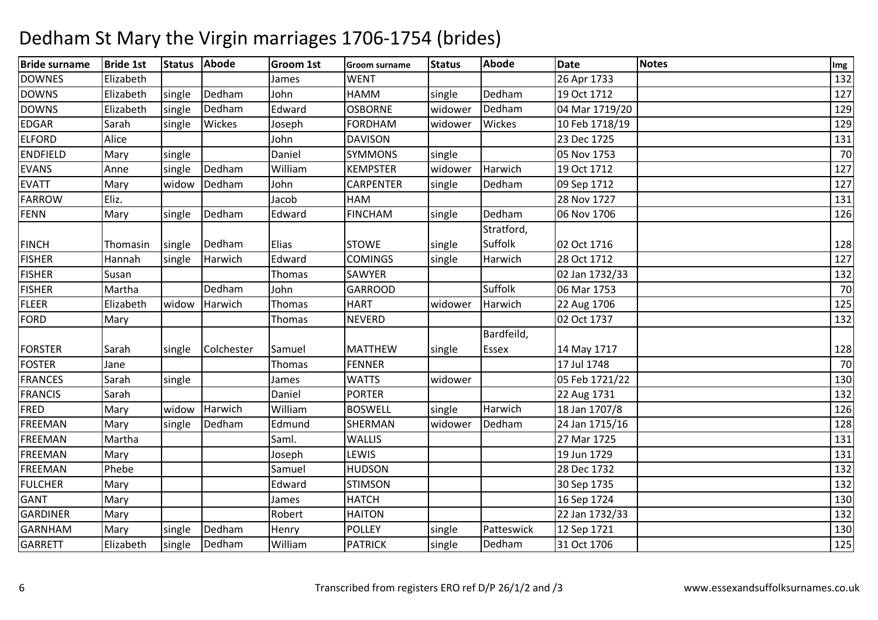# Dedham St Mary the Virgin marriages 1706-1754 (brides)

| Bride surname | Bride 1st | Status | Abode | Groom 1st | Groom surname | Status | Abode | Date | Notes | Img |
|---|---|---|---|---|---|---|---|---|---|---|
| DOWNES | Elizabeth | | | James | WENT | | | 26 Apr 1733 | | 132 |
| DOWNS | Elizabeth | single | Dedham | John | HAMM | single | Dedham | 19 Oct 1712 | | 127 |
| DOWNS | Elizabeth | single | Dedham | Edward | OSBORNE | widower | Dedham | 04 Mar 1719/20 | | 129 |
| EDGAR | Sarah | single | Wickes | Joseph | FORDHAM | widower | Wickes | 10 Feb 1718/19 | | 129 |
| ELFORD | Alice | | | John | DAVISON | | | 23 Dec 1725 | | 131 |
| ENDFIELD | Mary | single | | Daniel | SYMMONS | single | | 05 Nov 1753 | | 70 |
| EVANS | Anne | single | Dedham | William | KEMPSTER | widower | Harwich | 19 Oct 1712 | | 127 |
| EVATT | Mary | widow | Dedham | John | CARPENTER | single | Dedham | 09 Sep 1712 | | 127 |
| FARROW | Eliz. | | | Jacob | HAM | | | 28 Nov 1727 | | 131 |
| FENN | Mary | single | Dedham | Edward | FINCHAM | single | Dedham | 06 Nov 1706 | | 126 |
| FINCH | Thomasin | single | Dedham | Elias | STOWE | single | Stratford, Suffolk | 02 Oct 1716 | | 128 |
| FISHER | Hannah | single | Harwich | Edward | COMINGS | single | Harwich | 28 Oct 1712 | | 127 |
| FISHER | Susan | | | Thomas | SAWYER | | | 02 Jan 1732/33 | | 132 |
| FISHER | Martha | | Dedham | John | GARROOD | | Suffolk | 06 Mar 1753 | | 70 |
| FLEER | Elizabeth | widow | Harwich | Thomas | HART | widower | Harwich | 22 Aug 1706 | | 125 |
| FORD | Mary | | | Thomas | NEVERD | | | 02 Oct 1737 | | 132 |
| FORSTER | Sarah | single | Colchester | Samuel | MATTHEW | single | Bardfeild, Essex | 14 May 1717 | | 128 |
| FOSTER | Jane | | | Thomas | FENNER | | | 17 Jul 1748 | | 70 |
| FRANCES | Sarah | single | | James | WATTS | widower | | 05 Feb 1721/22 | | 130 |
| FRANCIS | Sarah | | | Daniel | PORTER | | | 22 Aug 1731 | | 132 |
| FRED | Mary | widow | Harwich | William | BOSWELL | single | Harwich | 18 Jan 1707/8 | | 126 |
| FREEMAN | Mary | single | Dedham | Edmund | SHERMAN | widower | Dedham | 24 Jan 1715/16 | | 128 |
| FREEMAN | Martha | | | Saml. | WALLIS | | | 27 Mar 1725 | | 131 |
| FREEMAN | Mary | | | Joseph | LEWIS | | | 19 Jun 1729 | | 131 |
| FREEMAN | Phebe | | | Samuel | HUDSON | | | 28 Dec 1732 | | 132 |
| FULCHER | Mary | | | Edward | STIMSON | | | 30 Sep 1735 | | 132 |
| GANT | Mary | | | James | HATCH | | | 16 Sep 1724 | | 130 |
| GARDINER | Mary | | | Robert | HAITON | | | 22 Jan 1732/33 | | 132 |
| GARNHAM | Mary | single | Dedham | Henry | POLLEY | single | Patteswick | 12 Sep 1721 | | 130 |
| GARRETT | Elizabeth | single | Dedham | William | PATRICK | single | Dedham | 31 Oct 1706 | | 125 |

Transcribed from registers ERO ref D/P 26/1/2 and /3

www.essexandsuffolksurnames.co.uk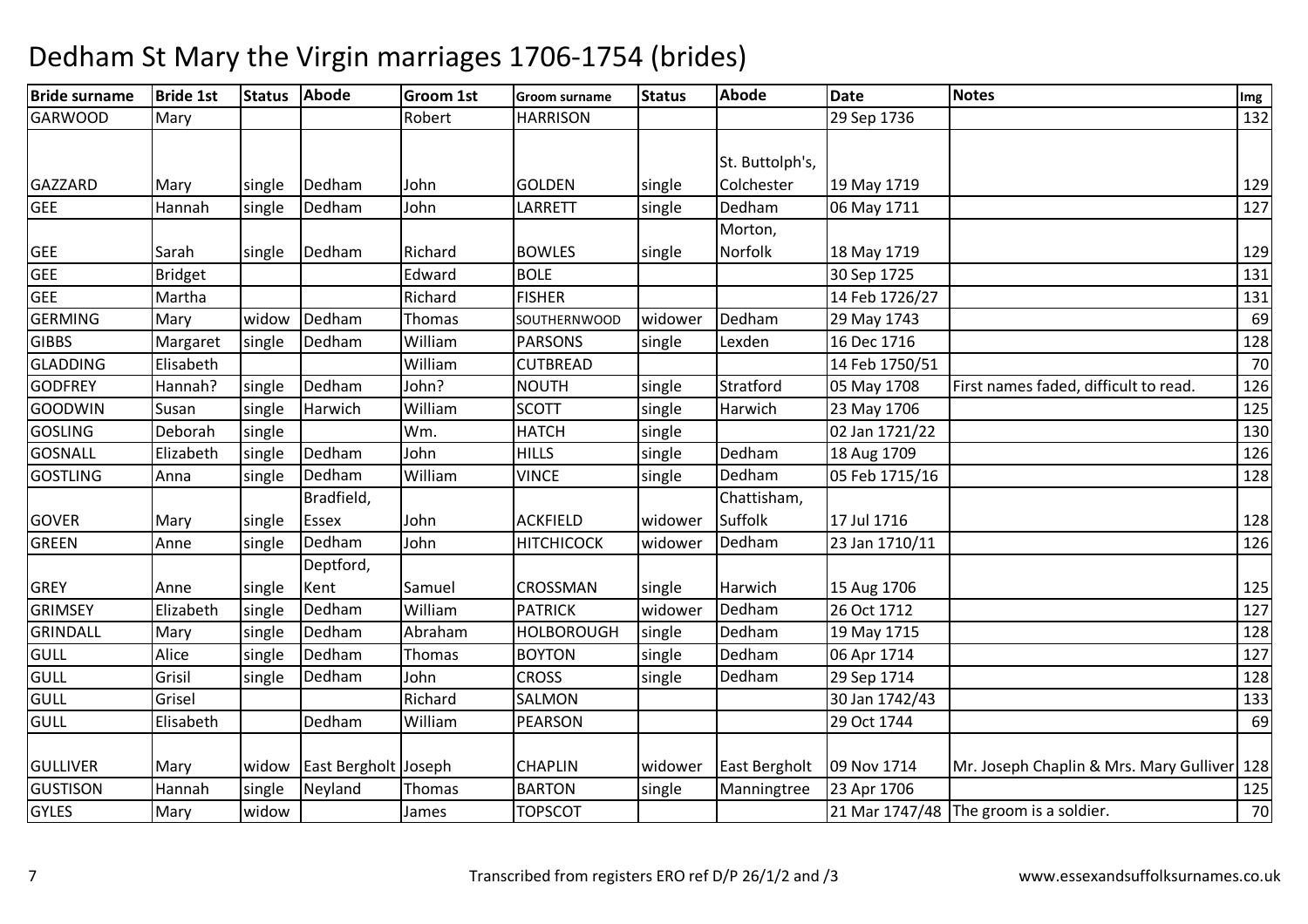# Dedham St Mary the Virgin marriages 1706-1754 (brides)

| Bride surname | Bride 1st | Status | Abode | Groom 1st | Groom surname | Status | Abode | Date | Notes | Img |
|---|---|---|---|---|---|---|---|---|---|---|
| GARWOOD | Mary | | | Robert | HARRISON | | | 29 Sep 1736 | | 132 |
| GAZZARD | Mary | single | Dedham | John | GOLDEN | single | St. Buttolph's, Colchester | 19 May 1719 | | 129 |
| GEE | Hannah | single | Dedham | John | LARRETT | single | Dedham | 06 May 1711 | | 127 |
| GEE | Sarah | single | Dedham | Richard | BOWLES | single | Morton, Norfolk | 18 May 1719 | | 129 |
| GEE | Bridget | | | Edward | BOLE | | | 30 Sep 1725 | | 131 |
| GEE | Martha | | | Richard | FISHER | | | 14 Feb 1726/27 | | 131 |
| GERMING | Mary | widow | Dedham | Thomas | SOUTHERNWOOD | widower | Dedham | 29 May 1743 | | 69 |
| GIBBS | Margaret | single | Dedham | William | PARSONS | single | Lexden | 16 Dec 1716 | | 128 |
| GLADDING | Elisabeth | | | William | CUTBREAD | | | 14 Feb 1750/51 | | 70 |
| GODFREY | Hannah? | single | Dedham | John? | NOUTH | single | Stratford | 05 May 1708 | First names faded, difficult to read. | 126 |
| GOODWIN | Susan | single | Harwich | William | SCOTT | single | Harwich | 23 May 1706 | | 125 |
| GOSLING | Deborah | single | | Wm. | HATCH | single | | 02 Jan 1721/22 | | 130 |
| GOSNALL | Elizabeth | single | Dedham | John | HILLS | single | Dedham | 18 Aug 1709 | | 126 |
| GOSTLING | Anna | single | Dedham | William | VINCE | single | Dedham | 05 Feb 1715/16 | | 128 |
| GOVER | Mary | single | Bradfield, Essex | John | ACKFIELD | widower | Chattisham, Suffolk | 17 Jul 1716 | | 128 |
| GREEN | Anne | single | Dedham | John | HITCHICOCK | widower | Dedham | 23 Jan 1710/11 | | 126 |
| GREY | Anne | single | Deptford, Kent | Samuel | CROSSMAN | single | Harwich | 15 Aug 1706 | | 125 |
| GRIMSEY | Elizabeth | single | Dedham | William | PATRICK | widower | Dedham | 26 Oct 1712 | | 127 |
| GRINDALL | Mary | single | Dedham | Abraham | HOLBOROUGH | single | Dedham | 19 May 1715 | | 128 |
| GULL | Alice | single | Dedham | Thomas | BOYTON | single | Dedham | 06 Apr 1714 | | 127 |
| GULL | Grisil | single | Dedham | John | CROSS | single | Dedham | 29 Sep 1714 | | 128 |
| GULL | Grisel | | | Richard | SALMON | | | 30 Jan 1742/43 | | 133 |
| GULL | Elisabeth | | Dedham | William | PEARSON | | | 29 Oct 1744 | | 69 |
| GULLIVER | Mary | widow | East Bergholt | Joseph | CHAPLIN | widower | East Bergholt | 09 Nov 1714 | Mr. Joseph Chaplin & Mrs. Mary Gulliver | 128 |
| GUSTISON | Hannah | single | Neyland | Thomas | BARTON | single | Manningtree | 23 Apr 1706 | | 125 |
| GYLES | Mary | widow | | James | TOPSCOT | | | 21 Mar 1747/48 | The groom is a soldier. | 70 |

Transcribed from registers ERO ref D/P 26/1/2 and /3 www.essexandsuffolksurnames.co.uk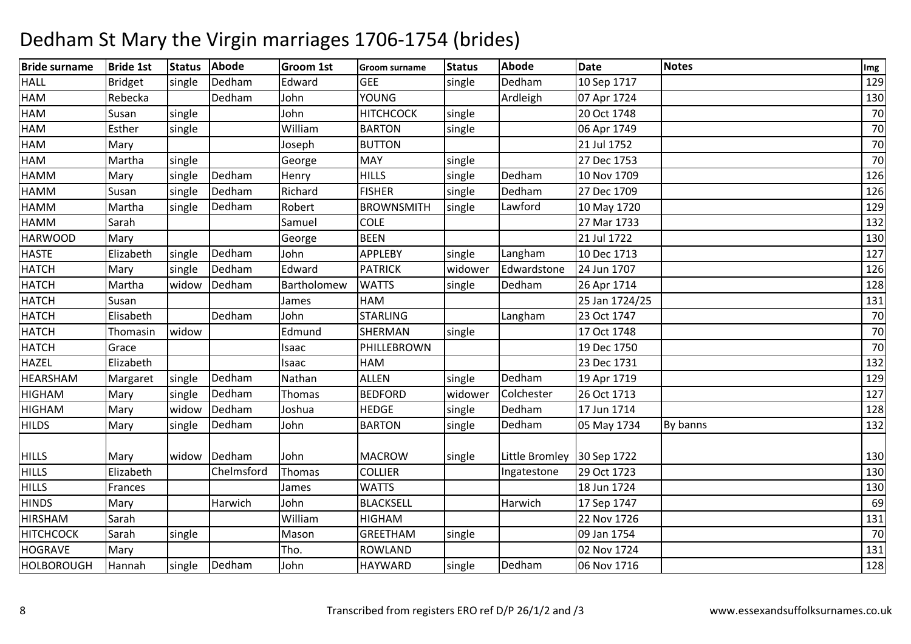# Dedham St Mary the Virgin marriages 1706-1754 (brides)

| Bride surname | Bride 1st | Status | Abode | Groom 1st | Groom surname | Status | Abode | Date | Notes | Img |
|---|---|---|---|---|---|---|---|---|---|---|
| HALL | Bridget | single | Dedham | Edward | GEE | single | Dedham | 10 Sep 1717 | | 129 |
| HAM | Rebecka | | Dedham | John | YOUNG | | Ardleigh | 07 Apr 1724 | | 130 |
| HAM | Susan | single | | John | HITCHCOCK | single | | 20 Oct 1748 | | 70 |
| HAM | Esther | single | | William | BARTON | single | | 06 Apr 1749 | | 70 |
| HAM | Mary | | | Joseph | BUTTON | | | 21 Jul 1752 | | 70 |
| HAM | Martha | single | | George | MAY | single | | 27 Dec 1753 | | 70 |
| HAMM | Mary | single | Dedham | Henry | HILLS | single | Dedham | 10 Nov 1709 | | 126 |
| HAMM | Susan | single | Dedham | Richard | FISHER | single | Dedham | 27 Dec 1709 | | 126 |
| HAMM | Martha | single | Dedham | Robert | BROWNSMITH | single | Lawford | 10 May 1720 | | 129 |
| HAMM | Sarah | | | Samuel | COLE | | | 27 Mar 1733 | | 132 |
| HARWOOD | Mary | | | George | BEEN | | | 21 Jul 1722 | | 130 |
| HASTE | Elizabeth | single | Dedham | John | APPLEBY | single | Langham | 10 Dec 1713 | | 127 |
| HATCH | Mary | single | Dedham | Edward | PATRICK | widower | Edwardstone | 24 Jun 1707 | | 126 |
| HATCH | Martha | widow | Dedham | Bartholomew | WATTS | single | Dedham | 26 Apr 1714 | | 128 |
| HATCH | Susan | | | James | HAM | | | 25 Jan 1724/25 | | 131 |
| HATCH | Elisabeth | | Dedham | John | STARLING | | Langham | 23 Oct 1747 | | 70 |
| HATCH | Thomasin | widow | | Edmund | SHERMAN | single | | 17 Oct 1748 | | 70 |
| HATCH | Grace | | | Isaac | PHILLEBROWN | | | 19 Dec 1750 | | 70 |
| HAZEL | Elizabeth | | | Isaac | HAM | | | 23 Dec 1731 | | 132 |
| HEARSHAM | Margaret | single | Dedham | Nathan | ALLEN | single | Dedham | 19 Apr 1719 | | 129 |
| HIGHAM | Mary | single | Dedham | Thomas | BEDFORD | widower | Colchester | 26 Oct 1713 | | 127 |
| HIGHAM | Mary | widow | Dedham | Joshua | HEDGE | single | Dedham | 17 Jun 1714 | | 128 |
| HILDS | Mary | single | Dedham | John | BARTON | single | Dedham | 05 May 1734 | By banns | 132 |
| HILLS | Mary | widow | Dedham | John | MACROW | single | Little Bromley | 30 Sep 1722 | | 130 |
| HILLS | Elizabeth | | Chelmsford | Thomas | COLLIER | | Ingatestone | 29 Oct 1723 | | 130 |
| HILLS | Frances | | | James | WATTS | | | 18 Jun 1724 | | 130 |
| HINDS | Mary | | Harwich | John | BLACKSELL | | Harwich | 17 Sep 1747 | | 69 |
| HIRSHAM | Sarah | | | William | HIGHAM | | | 22 Nov 1726 | | 131 |
| HITCHCOCK | Sarah | single | | Mason | GREETHAM | single | | 09 Jan 1754 | | 70 |
| HOGRAVE | Mary | | | Tho. | ROWLAND | | | 02 Nov 1724 | | 131 |
| HOLBOROUGH | Hannah | single | Dedham | John | HAYWARD | single | Dedham | 06 Nov 1716 | | 128 |

Transcribed from registers ERO ref D/P 26/1/2 and /3 www.essexandsuffolksurnames.co.uk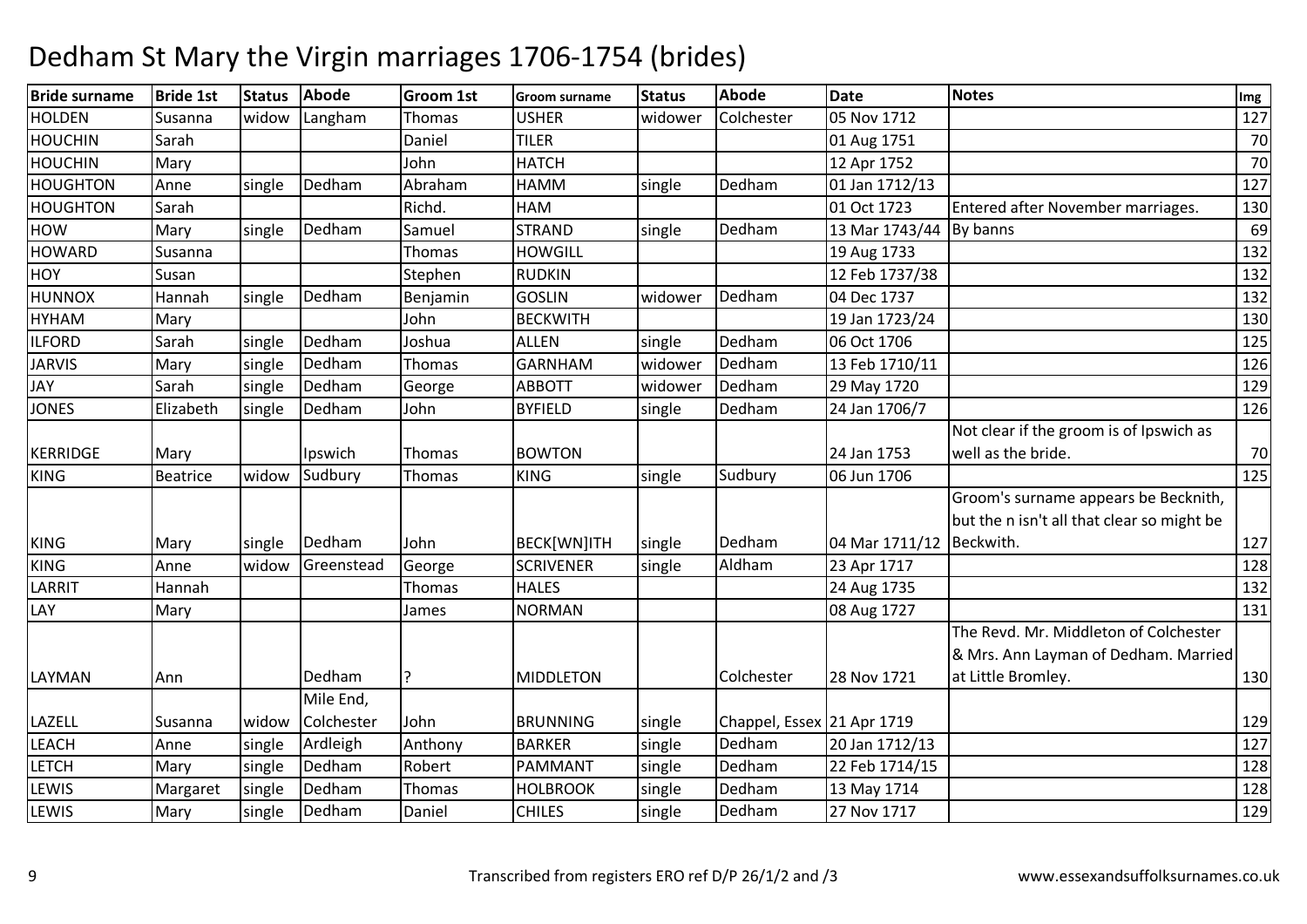# Dedham St Mary the Virgin marriages 1706-1754 (brides)

| Bride surname | Bride 1st | Status | Abode | Groom 1st | Groom surname | Status | Abode | Date | Notes | Img |
|---|---|---|---|---|---|---|---|---|---|---|
| HOLDEN | Susanna | widow | Langham | Thomas | USHER | widower | Colchester | 05 Nov 1712 | | 127 |
| HOUCHIN | Sarah | | | Daniel | TILER | | | 01 Aug 1751 | | 70 |
| HOUCHIN | Mary | | | John | HATCH | | | 12 Apr 1752 | | 70 |
| HOUGHTON | Anne | single | Dedham | Abraham | HAMM | single | Dedham | 01 Jan 1712/13 | | 127 |
| HOUGHTON | Sarah | | | Richd. | HAM | | | 01 Oct 1723 | Entered after November marriages. | 130 |
| HOW | Mary | single | Dedham | Samuel | STRAND | single | Dedham | 13 Mar 1743/44 | By banns | 69 |
| HOWARD | Susanna | | | Thomas | HOWGILL | | | 19 Aug 1733 | | 132 |
| HOY | Susan | | | Stephen | RUDKIN | | | 12 Feb 1737/38 | | 132 |
| HUNNOX | Hannah | single | Dedham | Benjamin | GOSLIN | widower | Dedham | 04 Dec 1737 | | 132 |
| HYHAM | Mary | | | John | BECKWITH | | | 19 Jan 1723/24 | | 130 |
| ILFORD | Sarah | single | Dedham | Joshua | ALLEN | single | Dedham | 06 Oct 1706 | | 125 |
| JARVIS | Mary | single | Dedham | Thomas | GARNHAM | widower | Dedham | 13 Feb 1710/11 | | 126 |
| JAY | Sarah | single | Dedham | George | ABBOTT | widower | Dedham | 29 May 1720 | | 129 |
| JONES | Elizabeth | single | Dedham | John | BYFIELD | single | Dedham | 24 Jan 1706/7 | | 126 |
| KERRIDGE | Mary | | Ipswich | Thomas | BOWTON | | | 24 Jan 1753 | Not clear if the groom is of Ipswich as well as the bride. | 70 |
| KING | Beatrice | widow | Sudbury | Thomas | KING | single | Sudbury | 06 Jun 1706 | | 125 |
| KING | Mary | single | Dedham | John | BECK[WN]ITH | single | Dedham | 04 Mar 1711/12 | Groom's surname appears be Becknith, but the n isn't all that clear so might be Beckwith. | 127 |
| KING | Anne | widow | Greenstead | George | SCRIVENER | single | Aldham | 23 Apr 1717 | | 128 |
| LARRIT | Hannah | | | Thomas | HALES | | | 24 Aug 1735 | | 132 |
| LAY | Mary | | | James | NORMAN | | | 08 Aug 1727 | | 131 |
| LAYMAN | Ann | | Dedham | ? | MIDDLETON | | Colchester | 28 Nov 1721 | The Revd. Mr. Middleton of Colchester & Mrs. Ann Layman of Dedham. Married at Little Bromley. | 130 |
| LAZELL | Susanna | widow | Mile End, Colchester | John | BRUNNING | single | Chappel, Essex | 21 Apr 1719 | | 129 |
| LEACH | Anne | single | Ardleigh | Anthony | BARKER | single | Dedham | 20 Jan 1712/13 | | 127 |
| LETCH | Mary | single | Dedham | Robert | PAMMANT | single | Dedham | 22 Feb 1714/15 | | 128 |
| LEWIS | Margaret | single | Dedham | Thomas | HOLBROOK | single | Dedham | 13 May 1714 | | 128 |
| LEWIS | Mary | single | Dedham | Daniel | CHILES | single | Dedham | 27 Nov 1717 | | 129 |

Transcribed from registers ERO ref D/P 26/1/2 and /3

www.essexandsuffolksurnames.co.uk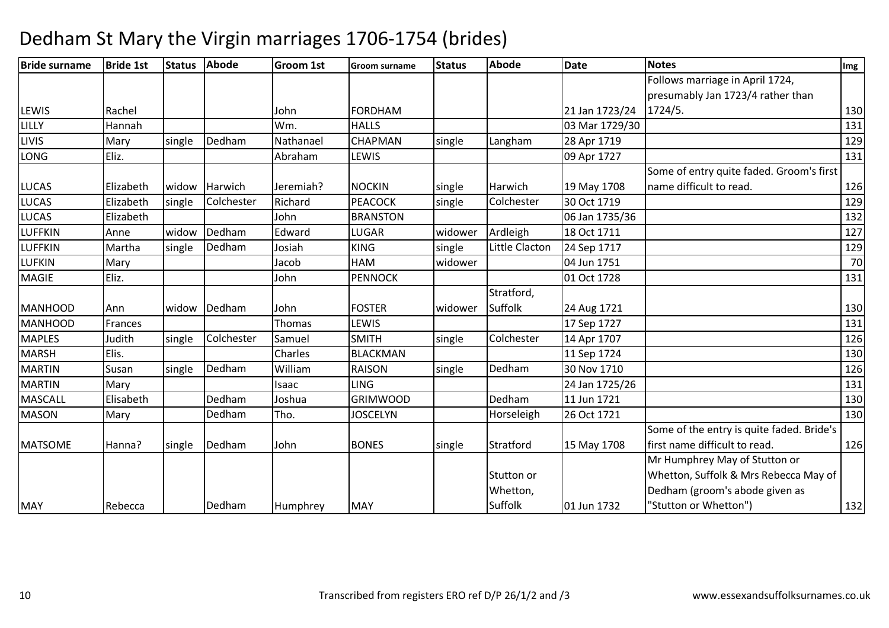# Dedham St Mary the Virgin marriages 1706-1754 (brides)

| Bride surname | Bride 1st | Status | Abode | Groom 1st | Groom surname | Status | Abode | Date | Notes | Img |
|---|---|---|---|---|---|---|---|---|---|---|
| LEWIS | Rachel | | | John | FORDHAM | | | 21 Jan 1723/24 | Follows marriage in April 1724, presumably Jan 1723/4 rather than 1724/5. | 130 |
| LILLY | Hannah | | | Wm. | HALLS | | | 03 Mar 1729/30 | | 131 |
| LIVIS | Mary | single | Dedham | Nathanael | CHAPMAN | single | Langham | 28 Apr 1719 | | 129 |
| LONG | Eliz. | | | Abraham | LEWIS | | | 09 Apr 1727 | | 131 |
| LUCAS | Elizabeth | widow | Harwich | Jeremiah? | NOCKIN | single | Harwich | 19 May 1708 | Some of entry quite faded. Groom's first name difficult to read. | 126 |
| LUCAS | Elizabeth | single | Colchester | Richard | PEACOCK | single | Colchester | 30 Oct 1719 | | 129 |
| LUCAS | Elizabeth | | | John | BRANSTON | | | 06 Jan 1735/36 | | 132 |
| LUFFKIN | Anne | widow | Dedham | Edward | LUGAR | widower | Ardleigh | 18 Oct 1711 | | 127 |
| LUFFKIN | Martha | single | Dedham | Josiah | KING | single | Little Clacton | 24 Sep 1717 | | 129 |
| LUFKIN | Mary | | | Jacob | HAM | widower | | 04 Jun 1751 | | 70 |
| MAGIE | Eliz. | | | John | PENNOCK | | | 01 Oct 1728 | | 131 |
| MANHOOD | Ann | widow | Dedham | John | FOSTER | widower | Stratford, Suffolk | 24 Aug 1721 | | 130 |
| MANHOOD | Frances | | | Thomas | LEWIS | | | 17 Sep 1727 | | 131 |
| MAPLES | Judith | single | Colchester | Samuel | SMITH | single | Colchester | 14 Apr 1707 | | 126 |
| MARSH | Elis. | | | Charles | BLACKMAN | | | 11 Sep 1724 | | 130 |
| MARTIN | Susan | single | Dedham | William | RAISON | single | Dedham | 30 Nov 1710 | | 126 |
| MARTIN | Mary | | | Isaac | LING | | | 24 Jan 1725/26 | | 131 |
| MASCALL | Elisabeth | | Dedham | Joshua | GRIMWOOD | | Dedham | 11 Jun 1721 | | 130 |
| MASON | Mary | | Dedham | Tho. | JOSCELYN | | Horseleigh | 26 Oct 1721 | | 130 |
| MATSOME | Hanna? | single | Dedham | John | BONES | single | Stratford | 15 May 1708 | Some of the entry is quite faded. Bride's first name difficult to read. | 126 |
| MAY | Rebecca | | Dedham | Humphrey | MAY | | Stutton or Whetton, Suffolk | 01 Jun 1732 | Mr Humphrey May of Stutton or Whetton, Suffolk & Mrs Rebecca May of Dedham (groom's abode given as "Stutton or Whetton") | 132 |

Transcribed from registers ERO ref D/P 26/1/2 and /3 www.essexandsuffolksurnames.co.uk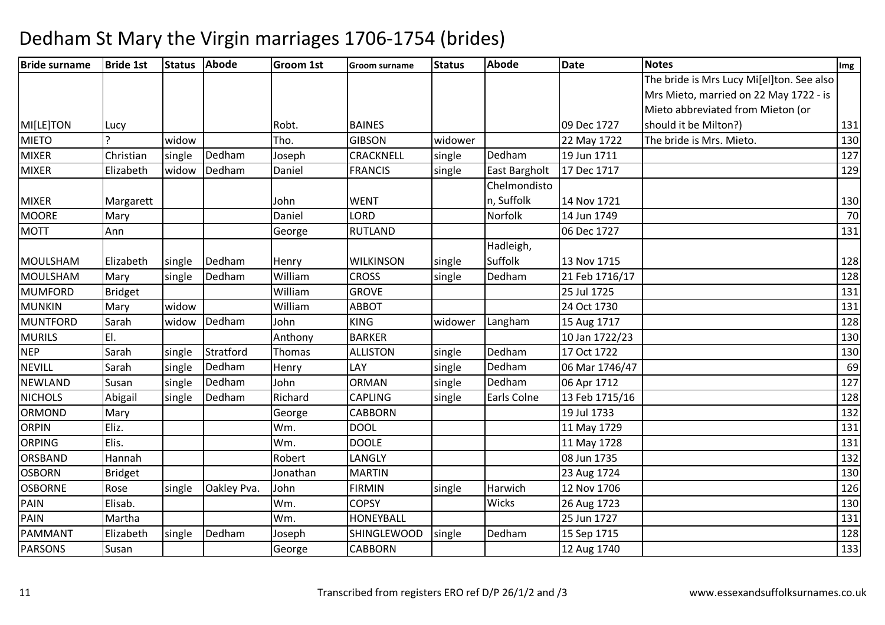# Dedham St Mary the Virgin marriages 1706-1754 (brides)

| Bride surname | Bride 1st | Status | Abode | Groom 1st | Groom surname | Status | Abode | Date | Notes | Img |
|---|---|---|---|---|---|---|---|---|---|---|
| MI[LE]TON | Lucy | | | Robt. | BAINES | | | 09 Dec 1727 | The bride is Mrs Lucy Mi[el]ton. See also Mrs Mieto, married on 22 May 1722 - is Mieto abbreviated from Mieton (or should it be Milton?) | 131 |
| MIETO | ? | widow | | Tho. | GIBSON | widower | | 22 May 1722 | The bride is Mrs. Mieto. | 130 |
| MIXER | Christian | single | Dedham | Joseph | CRACKNELL | single | Dedham | 19 Jun 1711 | | 127 |
| MIXER | Elizabeth | widow | Dedham | Daniel | FRANCIS | single | East Bargholt | 17 Dec 1717 | | 129 |
| MIXER | Margarett | | | John | WENT | | Chelmondiston, Suffolk | 14 Nov 1721 | | 130 |
| MOORE | Mary | | | Daniel | LORD | | Norfolk | 14 Jun 1749 | | 70 |
| MOTT | Ann | | | George | RUTLAND | | | 06 Dec 1727 | | 131 |
| MOULSHAM | Elizabeth | single | Dedham | Henry | WILKINSON | single | Hadleigh, Suffolk | 13 Nov 1715 | | 128 |
| MOULSHAM | Mary | single | Dedham | William | CROSS | single | Dedham | 21 Feb 1716/17 | | 128 |
| MUMFORD | Bridget | | | William | GROVE | | | 25 Jul 1725 | | 131 |
| MUNKIN | Mary | widow | | William | ABBOT | | | 24 Oct 1730 | | 131 |
| MUNTFORD | Sarah | widow | Dedham | John | KING | widower | Langham | 15 Aug 1717 | | 128 |
| MURILS | El. | | | Anthony | BARKER | | | 10 Jan 1722/23 | | 130 |
| NEP | Sarah | single | Stratford | Thomas | ALLISTON | single | Dedham | 17 Oct 1722 | | 130 |
| NEVILL | Sarah | single | Dedham | Henry | LAY | single | Dedham | 06 Mar 1746/47 | | 69 |
| NEWLAND | Susan | single | Dedham | John | ORMAN | single | Dedham | 06 Apr 1712 | | 127 |
| NICHOLS | Abigail | single | Dedham | Richard | CAPLING | single | Earls Colne | 13 Feb 1715/16 | | 128 |
| ORMOND | Mary | | | George | CABBORN | | | 19 Jul 1733 | | 132 |
| ORPIN | Eliz. | | | Wm. | DOOL | | | 11 May 1729 | | 131 |
| ORPING | Elis. | | | Wm. | DOOLE | | | 11 May 1728 | | 131 |
| ORSBAND | Hannah | | | Robert | LANGLY | | | 08 Jun 1735 | | 132 |
| OSBORN | Bridget | | | Jonathan | MARTIN | | | 23 Aug 1724 | | 130 |
| OSBORNE | Rose | single | Oakley Pva. | John | FIRMIN | single | Harwich | 12 Nov 1706 | | 126 |
| PAIN | Elisab. | | | Wm. | COPSY | | Wicks | 26 Aug 1723 | | 130 |
| PAIN | Martha | | | Wm. | HONEYBALL | | | 25 Jun 1727 | | 131 |
| PAMMANT | Elizabeth | single | Dedham | Joseph | SHINGLEWOOD | single | Dedham | 15 Sep 1715 | | 128 |
| PARSONS | Susan | | | George | CABBORN | | | 12 Aug 1740 | | 133 |

Transcribed from registers ERO ref D/P 26/1/2 and /3 www.essexandsuffolksurnames.co.uk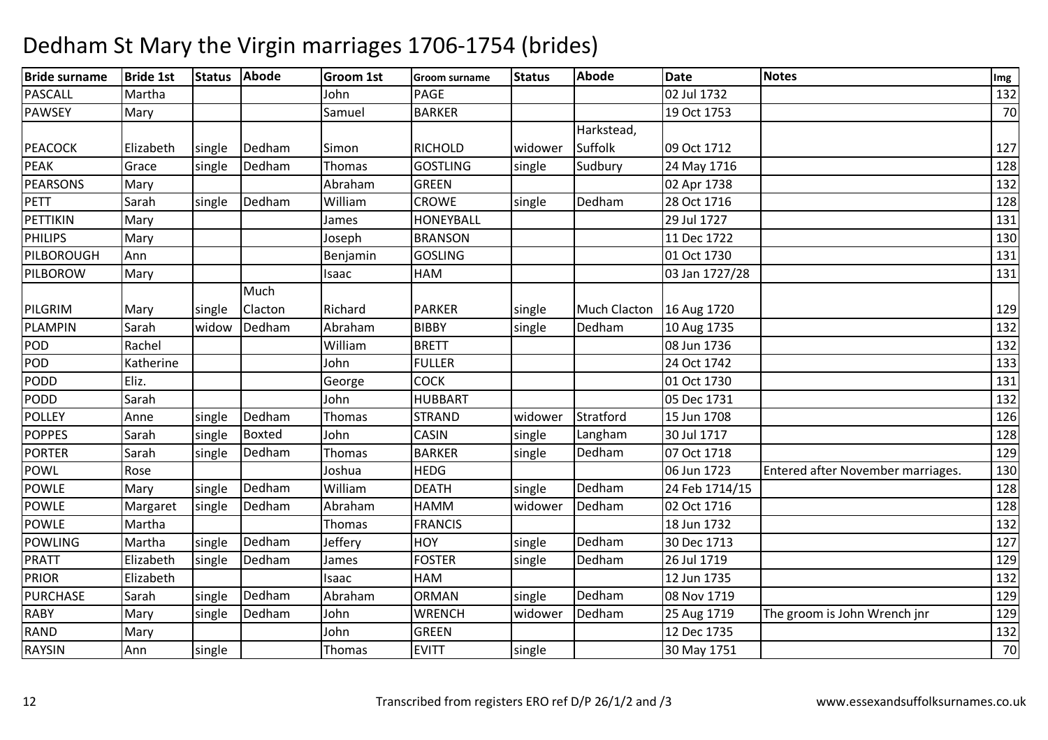# Dedham St Mary the Virgin marriages 1706-1754 (brides)

| Bride surname | Bride 1st | Status | Abode | Groom 1st | Groom surname | Status | Abode | Date | Notes | Img |
|---|---|---|---|---|---|---|---|---|---|---|
| PASCALL | Martha | | | John | PAGE | | | 02 Jul 1732 | | 132 |
| PAWSEY | Mary | | | Samuel | BARKER | | | 19 Oct 1753 | | 70 |
| PEACOCK | Elizabeth | single | Dedham | Simon | RICHOLD | widower | Harkstead, Suffolk | 09 Oct 1712 | | 127 |
| PEAK | Grace | single | Dedham | Thomas | GOSTLING | single | Sudbury | 24 May 1716 | | 128 |
| PEARSONS | Mary | | | Abraham | GREEN | | | 02 Apr 1738 | | 132 |
| PETT | Sarah | single | Dedham | William | CROWE | single | Dedham | 28 Oct 1716 | | 128 |
| PETTIKIN | Mary | | | James | HONEYBALL | | | 29 Jul 1727 | | 131 |
| PHILIPS | Mary | | | Joseph | BRANSON | | | 11 Dec 1722 | | 130 |
| PILBOROUGH | Ann | | | Benjamin | GOSLING | | | 01 Oct 1730 | | 131 |
| PILBOROW | Mary | | | Isaac | HAM | | | 03 Jan 1727/28 | | 131 |
| PILGRIM | Mary | single | Much Clacton | Richard | PARKER | single | Much Clacton | 16 Aug 1720 | | 129 |
| PLAMPIN | Sarah | widow | Dedham | Abraham | BIBBY | single | Dedham | 10 Aug 1735 | | 132 |
| POD | Rachel | | | William | BRETT | | | 08 Jun 1736 | | 132 |
| POD | Katherine | | | John | FULLER | | | 24 Oct 1742 | | 133 |
| PODD | Eliz. | | | George | COCK | | | 01 Oct 1730 | | 131 |
| PODD | Sarah | | | John | HUBBART | | | 05 Dec 1731 | | 132 |
| POLLEY | Anne | single | Dedham | Thomas | STRAND | widower | Stratford | 15 Jun 1708 | | 126 |
| POPPES | Sarah | single | Boxted | John | CASIN | single | Langham | 30 Jul 1717 | | 128 |
| PORTER | Sarah | single | Dedham | Thomas | BARKER | single | Dedham | 07 Oct 1718 | | 129 |
| POWL | Rose | | | Joshua | HEDG | | | 06 Jun 1723 | Entered after November marriages. | 130 |
| POWLE | Mary | single | Dedham | William | DEATH | single | Dedham | 24 Feb 1714/15 | | 128 |
| POWLE | Margaret | single | Dedham | Abraham | HAMM | widower | Dedham | 02 Oct 1716 | | 128 |
| POWLE | Martha | | | Thomas | FRANCIS | | | 18 Jun 1732 | | 132 |
| POWLING | Martha | single | Dedham | Jeffery | HOY | single | Dedham | 30 Dec 1713 | | 127 |
| PRATT | Elizabeth | single | Dedham | James | FOSTER | single | Dedham | 26 Jul 1719 | | 129 |
| PRIOR | Elizabeth | | | Isaac | HAM | | | 12 Jun 1735 | | 132 |
| PURCHASE | Sarah | single | Dedham | Abraham | ORMAN | single | Dedham | 08 Nov 1719 | | 129 |
| RABY | Mary | single | Dedham | John | WRENCH | widower | Dedham | 25 Aug 1719 | The groom is John Wrench jnr | 129 |
| RAND | Mary | | | John | GREEN | | | 12 Dec 1735 | | 132 |
| RAYSIN | Ann | single | | Thomas | EVITT | single | | 30 May 1751 | | 70 |

Transcribed from registers ERO ref D/P 26/1/2 and /3

www.essexandsuffolksurnames.co.uk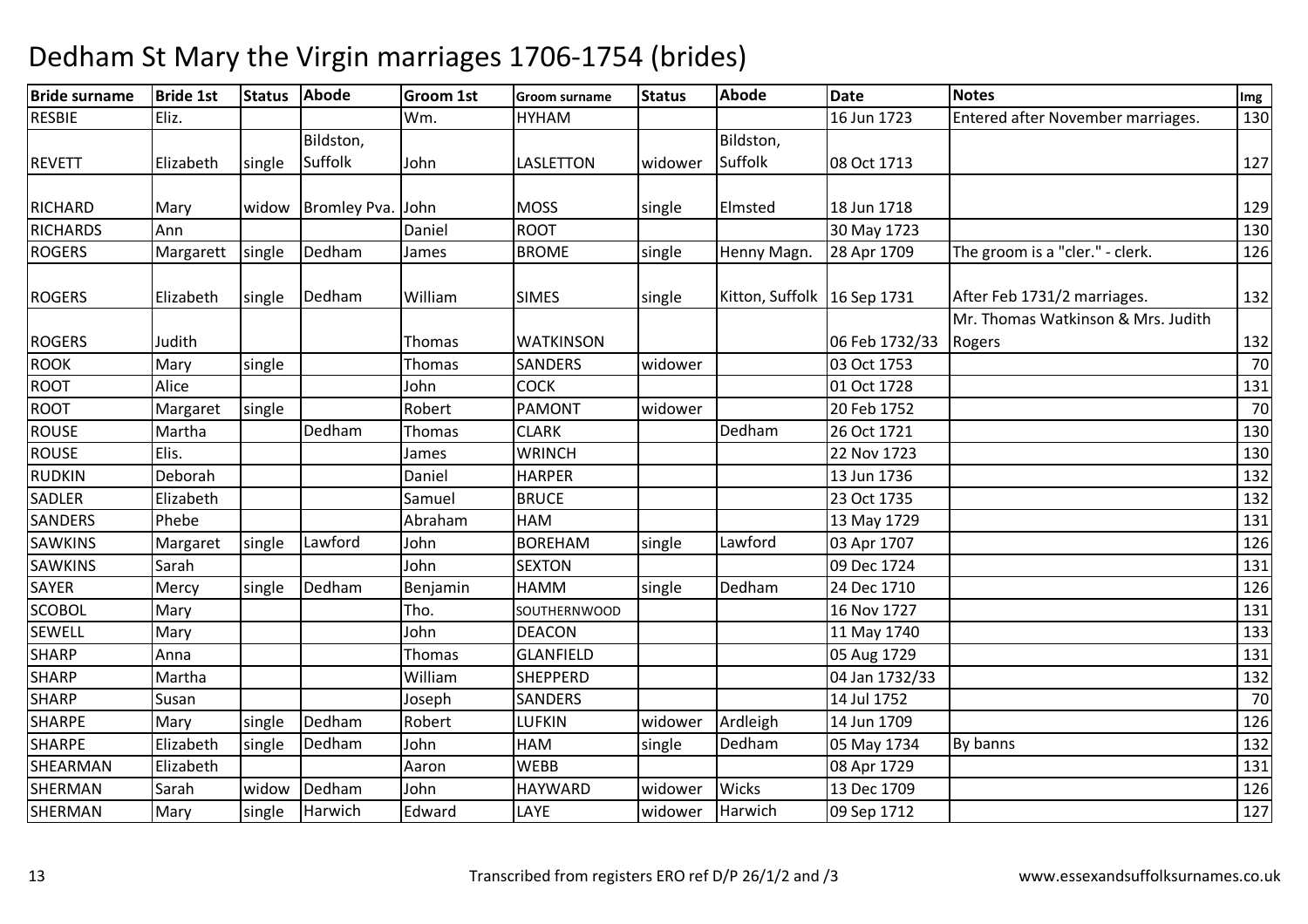# Dedham St Mary the Virgin marriages 1706-1754 (brides)

| Bride surname | Bride 1st | Status | Abode | Groom 1st | Groom surname | Status | Abode | Date | Notes | Img |
|---|---|---|---|---|---|---|---|---|---|---|
| RESBIE | Eliz. | | | Wm. | HYHAM | | | 16 Jun 1723 | Entered after November marriages. | 130 |
| REVETT | Elizabeth | single | Bildston, Suffolk | John | LASLETTON | widower | Bildston, Suffolk | 08 Oct 1713 | | 127 |
| RICHARD | Mary | widow | Bromley Pva. | John | MOSS | single | Elmsted | 18 Jun 1718 | | 129 |
| RICHARDS | Ann | | | Daniel | ROOT | | | 30 May 1723 | | 130 |
| ROGERS | Margarett | single | Dedham | James | BROME | single | Henny Magn. | 28 Apr 1709 | The groom is a "cler." - clerk. | 126 |
| ROGERS | Elizabeth | single | Dedham | William | SIMES | single | Kitton, Suffolk | 16 Sep 1731 | After Feb 1731/2 marriages. | 132 |
| ROGERS | Judith | | | Thomas | WATKINSON | | | 06 Feb 1732/33 | Mr. Thomas Watkinson & Mrs. Judith Rogers | 132 |
| ROOK | Mary | single | | Thomas | SANDERS | widower | | 03 Oct 1753 | | 70 |
| ROOT | Alice | | | John | COCK | | | 01 Oct 1728 | | 131 |
| ROOT | Margaret | single | | Robert | PAMONT | widower | | 20 Feb 1752 | | 70 |
| ROUSE | Martha | | Dedham | Thomas | CLARK | | Dedham | 26 Oct 1721 | | 130 |
| ROUSE | Elis. | | | James | WRINCH | | | 22 Nov 1723 | | 130 |
| RUDKIN | Deborah | | | Daniel | HARPER | | | 13 Jun 1736 | | 132 |
| SADLER | Elizabeth | | | Samuel | BRUCE | | | 23 Oct 1735 | | 132 |
| SANDERS | Phebe | | | Abraham | HAM | | | 13 May 1729 | | 131 |
| SAWKINS | Margaret | single | Lawford | John | BOREHAM | single | Lawford | 03 Apr 1707 | | 126 |
| SAWKINS | Sarah | | | John | SEXTON | | | 09 Dec 1724 | | 131 |
| SAYER | Mercy | single | Dedham | Benjamin | HAMM | single | Dedham | 24 Dec 1710 | | 126 |
| SCOBOL | Mary | | | Tho. | SOUTHERNWOOD | | | 16 Nov 1727 | | 131 |
| SEWELL | Mary | | | John | DEACON | | | 11 May 1740 | | 133 |
| SHARP | Anna | | | Thomas | GLANFIELD | | | 05 Aug 1729 | | 131 |
| SHARP | Martha | | | William | SHEPPERD | | | 04 Jan 1732/33 | | 132 |
| SHARP | Susan | | | Joseph | SANDERS | | | 14 Jul 1752 | | 70 |
| SHARPE | Mary | single | Dedham | Robert | LUFKIN | widower | Ardleigh | 14 Jun 1709 | | 126 |
| SHARPE | Elizabeth | single | Dedham | John | HAM | single | Dedham | 05 May 1734 | By banns | 132 |
| SHEARMAN | Elizabeth | | | Aaron | WEBB | | | 08 Apr 1729 | | 131 |
| SHERMAN | Sarah | widow | Dedham | John | HAYWARD | widower | Wicks | 13 Dec 1709 | | 126 |
| SHERMAN | Mary | single | Harwich | Edward | LAYE | widower | Harwich | 09 Sep 1712 | | 127 |

Transcribed from registers ERO ref D/P 26/1/2 and /3 www.essexandsuffolksurnames.co.uk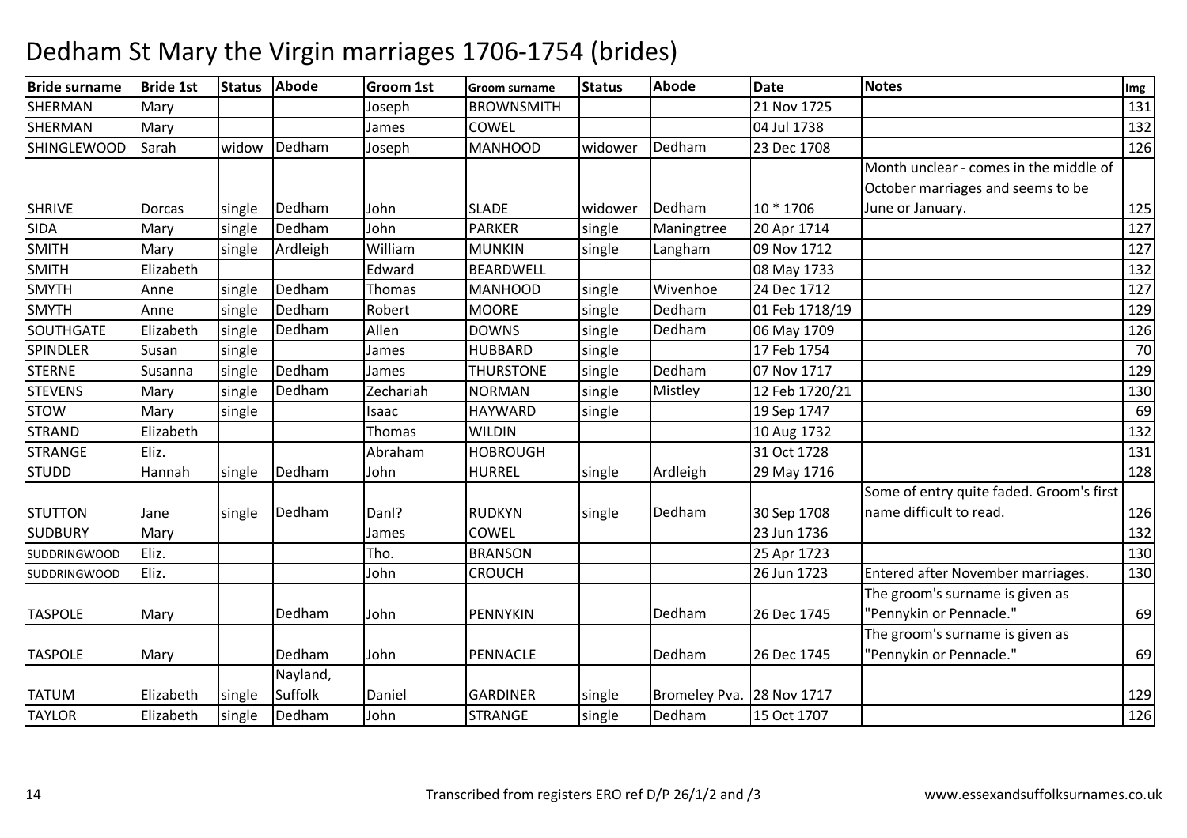# Dedham St Mary the Virgin marriages 1706-1754 (brides)

| Bride surname | Bride 1st | Status | Abode | Groom 1st | Groom surname | Status | Abode | Date | Notes | Img |
|---|---|---|---|---|---|---|---|---|---|---|
| SHERMAN | Mary | | | Joseph | BROWNSMITH | | | 21 Nov 1725 | | 131 |
| SHERMAN | Mary | | | James | COWEL | | | 04 Jul 1738 | | 132 |
| SHINGLEWOOD | Sarah | widow | Dedham | Joseph | MANHOOD | widower | Dedham | 23 Dec 1708 | | 126 |
| SHRIVE | Dorcas | single | Dedham | John | SLADE | widower | Dedham | 10 * 1706 | Month unclear - comes in the middle of October marriages and seems to be June or January. | 125 |
| SIDA | Mary | single | Dedham | John | PARKER | single | Maningtree | 20 Apr 1714 | | 127 |
| SMITH | Mary | single | Ardleigh | William | MUNKIN | single | Langham | 09 Nov 1712 | | 127 |
| SMITH | Elizabeth | | | Edward | BEARDWELL | | | 08 May 1733 | | 132 |
| SMYTH | Anne | single | Dedham | Thomas | MANHOOD | single | Wivenhoe | 24 Dec 1712 | | 127 |
| SMYTH | Anne | single | Dedham | Robert | MOORE | single | Dedham | 01 Feb 1718/19 | | 129 |
| SOUTHGATE | Elizabeth | single | Dedham | Allen | DOWNS | single | Dedham | 06 May 1709 | | 126 |
| SPINDLER | Susan | single | | James | HUBBARD | single | | 17 Feb 1754 | | 70 |
| STERNE | Susanna | single | Dedham | James | THURSTONE | single | Dedham | 07 Nov 1717 | | 129 |
| STEVENS | Mary | single | Dedham | Zechariah | NORMAN | single | Mistley | 12 Feb 1720/21 | | 130 |
| STOW | Mary | single | | Isaac | HAYWARD | single | | 19 Sep 1747 | | 69 |
| STRAND | Elizabeth | | | Thomas | WILDIN | | | 10 Aug 1732 | | 132 |
| STRANGE | Eliz. | | | Abraham | HOBROUGH | | | 31 Oct 1728 | | 131 |
| STUDD | Hannah | single | Dedham | John | HURREL | single | Ardleigh | 29 May 1716 | | 128 |
| STUTTON | Jane | single | Dedham | Danl? | RUDKYN | single | Dedham | 30 Sep 1708 | Some of entry quite faded. Groom's first name difficult to read. | 126 |
| SUDBURY | Mary | | | James | COWEL | | | 23 Jun 1736 | | 132 |
| SUDDRINGWOOD | Eliz. | | | Tho. | BRANSON | | | 25 Apr 1723 | | 130 |
| SUDDRINGWOOD | Eliz. | | | John | CROUCH | | | 26 Jun 1723 | Entered after November marriages. | 130 |
| TASPOLE | Mary | | Dedham | John | PENNYKIN | | Dedham | 26 Dec 1745 | The groom's surname is given as "Pennykin or Pennacle." | 69 |
| TASPOLE | Mary | | Dedham | John | PENNACLE | | Dedham | 26 Dec 1745 | The groom's surname is given as "Pennykin or Pennacle." | 69 |
| TATUM | Elizabeth | single | Nayland, Suffolk | Daniel | GARDINER | single | Bromeley Pva. | 28 Nov 1717 | | 129 |
| TAYLOR | Elizabeth | single | Dedham | John | STRANGE | single | Dedham | 15 Oct 1707 | | 126 |

Transcribed from registers ERO ref D/P 26/1/2 and /3 www.essexandsuffolksurnames.co.uk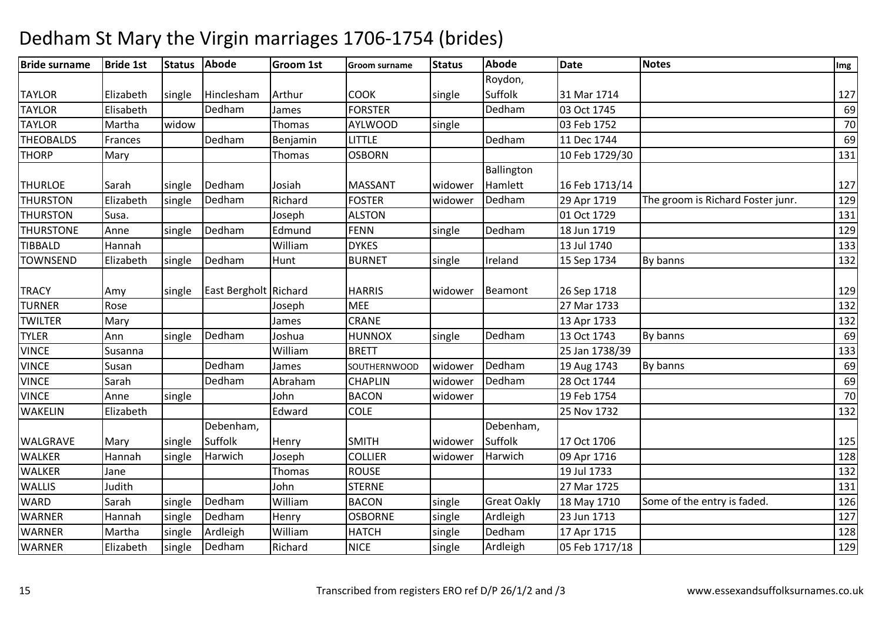# Dedham St Mary the Virgin marriages 1706-1754 (brides)

| Bride surname | Bride 1st | Status | Abode | Groom 1st | Groom surname | Status | Abode | Date | Notes | Img |
|---|---|---|---|---|---|---|---|---|---|---|
| TAYLOR | Elizabeth | single | Hinclesham | Arthur | COOK | single | Roydon, Suffolk | 31 Mar 1714 | | 127 |
| TAYLOR | Elisabeth | | Dedham | James | FORSTER | | Dedham | 03 Oct 1745 | | 69 |
| TAYLOR | Martha | widow | | Thomas | AYLWOOD | single | | 03 Feb 1752 | | 70 |
| THEOBALDS | Frances | | Dedham | Benjamin | LITTLE | | Dedham | 11 Dec 1744 | | 69 |
| THORP | Mary | | | Thomas | OSBORN | | | 10 Feb 1729/30 | | 131 |
| THURLOE | Sarah | single | Dedham | Josiah | MASSANT | widower | Ballington Hamlett | 16 Feb 1713/14 | | 127 |
| THURSTON | Elizabeth | single | Dedham | Richard | FOSTER | widower | Dedham | 29 Apr 1719 | The groom is Richard Foster junr. | 129 |
| THURSTON | Susa. | | | Joseph | ALSTON | | | 01 Oct 1729 | | 131 |
| THURSTONE | Anne | single | Dedham | Edmund | FENN | single | Dedham | 18 Jun 1719 | | 129 |
| TIBBALD | Hannah | | | William | DYKES | | | 13 Jul 1740 | | 133 |
| TOWNSEND | Elizabeth | single | Dedham | Hunt | BURNET | single | Ireland | 15 Sep 1734 | By banns | 132 |
| TRACY | Amy | single | East Bergholt | Richard | HARRIS | widower | Beamont | 26 Sep 1718 | | 129 |
| TURNER | Rose | | | Joseph | MEE | | | 27 Mar 1733 | | 132 |
| TWILTER | Mary | | | James | CRANE | | | 13 Apr 1733 | | 132 |
| TYLER | Ann | single | Dedham | Joshua | HUNNOX | single | Dedham | 13 Oct 1743 | By banns | 69 |
| VINCE | Susanna | | | William | BRETT | | | 25 Jan 1738/39 | | 133 |
| VINCE | Susan | | Dedham | James | SOUTHERNWOOD | widower | Dedham | 19 Aug 1743 | By banns | 69 |
| VINCE | Sarah | | Dedham | Abraham | CHAPLIN | widower | Dedham | 28 Oct 1744 | | 69 |
| VINCE | Anne | single | | John | BACON | widower | | 19 Feb 1754 | | 70 |
| WAKELIN | Elizabeth | | | Edward | COLE | | | 25 Nov 1732 | | 132 |
| WALGRAVE | Mary | single | Debenham, Suffolk | Henry | SMITH | widower | Debenham, Suffolk | 17 Oct 1706 | | 125 |
| WALKER | Hannah | single | Harwich | Joseph | COLLIER | widower | Harwich | 09 Apr 1716 | | 128 |
| WALKER | Jane | | | Thomas | ROUSE | | | 19 Jul 1733 | | 132 |
| WALLIS | Judith | | | John | STERNE | | | 27 Mar 1725 | | 131 |
| WARD | Sarah | single | Dedham | William | BACON | single | Great Oakly | 18 May 1710 | Some of the entry is faded. | 126 |
| WARNER | Hannah | single | Dedham | Henry | OSBORNE | single | Ardleigh | 23 Jun 1713 | | 127 |
| WARNER | Martha | single | Ardleigh | William | HATCH | single | Dedham | 17 Apr 1715 | | 128 |
| WARNER | Elizabeth | single | Dedham | Richard | NICE | single | Ardleigh | 05 Feb 1717/18 | | 129 |

Transcribed from registers ERO ref D/P 26/1/2 and /3 www.essexandsuffolksurnames.co.uk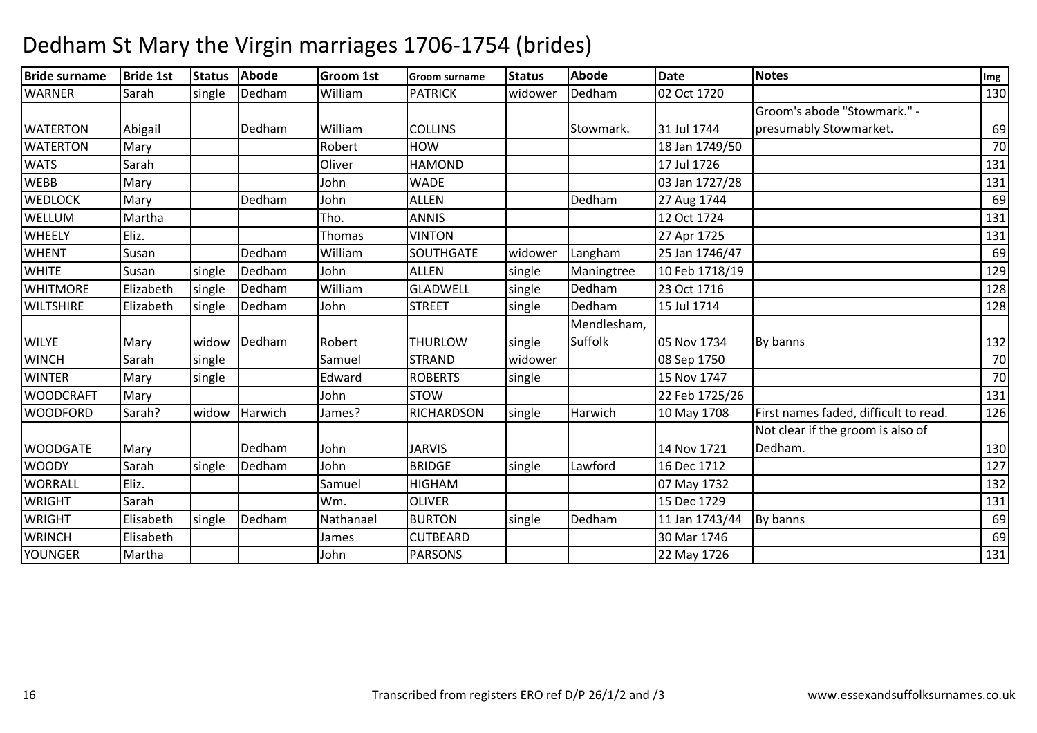# Dedham St Mary the Virgin marriages 1706-1754 (brides)

| Bride surname | Bride 1st | Status | Abode | Groom 1st | Groom surname | Status | Abode | Date | Notes | Img |
|---|---|---|---|---|---|---|---|---|---|---|
| WARNER | Sarah | single | Dedham | William | PATRICK | widower | Dedham | 02 Oct 1720 | | 130 |
| WATERTON | Abigail | | Dedham | William | COLLINS | | Stowmark. | 31 Jul 1744 | Groom's abode "Stowmark." - presumably Stowmarket. | 69 |
| WATERTON | Mary | | | Robert | HOW | | | 18 Jan 1749/50 | | 70 |
| WATS | Sarah | | | Oliver | HAMOND | | | 17 Jul 1726 | | 131 |
| WEBB | Mary | | | John | WADE | | | 03 Jan 1727/28 | | 131 |
| WEDLOCK | Mary | | Dedham | John | ALLEN | | Dedham | 27 Aug 1744 | | 69 |
| WELLUM | Martha | | | Tho. | ANNIS | | | 12 Oct 1724 | | 131 |
| WHEELY | Eliz. | | | Thomas | VINTON | | | 27 Apr 1725 | | 131 |
| WHENT | Susan | | Dedham | William | SOUTHGATE | widower | Langham | 25 Jan 1746/47 | | 69 |
| WHITE | Susan | single | Dedham | John | ALLEN | single | Maningtree | 10 Feb 1718/19 | | 129 |
| WHITMORE | Elizabeth | single | Dedham | William | GLADWELL | single | Dedham | 23 Oct 1716 | | 128 |
| WILTSHIRE | Elizabeth | single | Dedham | John | STREET | single | Dedham | 15 Jul 1714 | | 128 |
| WILYE | Mary | widow | Dedham | Robert | THURLOW | single | Mendlesham, Suffolk | 05 Nov 1734 | By banns | 132 |
| WINCH | Sarah | single | | Samuel | STRAND | widower | | 08 Sep 1750 | | 70 |
| WINTER | Mary | single | | Edward | ROBERTS | single | | 15 Nov 1747 | | 70 |
| WOODCRAFT | Mary | | | John | STOW | | | 22 Feb 1725/26 | | 131 |
| WOODFORD | Sarah? | widow | Harwich | James? | RICHARDSON | single | Harwich | 10 May 1708 | First names faded, difficult to read. | 126 |
| WOODGATE | Mary | | Dedham | John | JARVIS | | | 14 Nov 1721 | Not clear if the groom is also of Dedham. | 130 |
| WOODY | Sarah | single | Dedham | John | BRIDGE | single | Lawford | 16 Dec 1712 | | 127 |
| WORRALL | Eliz. | | | Samuel | HIGHAM | | | 07 May 1732 | | 132 |
| WRIGHT | Sarah | | | Wm. | OLIVER | | | 15 Dec 1729 | | 131 |
| WRIGHT | Elisabeth | single | Dedham | Nathanael | BURTON | single | Dedham | 11 Jan 1743/44 | By banns | 69 |
| WRINCH | Elisabeth | | | James | CUTBEARD | | | 30 Mar 1746 | | 69 |
| YOUNGER | Martha | | | John | PARSONS | | | 22 May 1726 | | 131 |

Transcribed from registers ERO ref D/P 26/1/2 and /3

www.essexandsuffolksurnames.co.uk